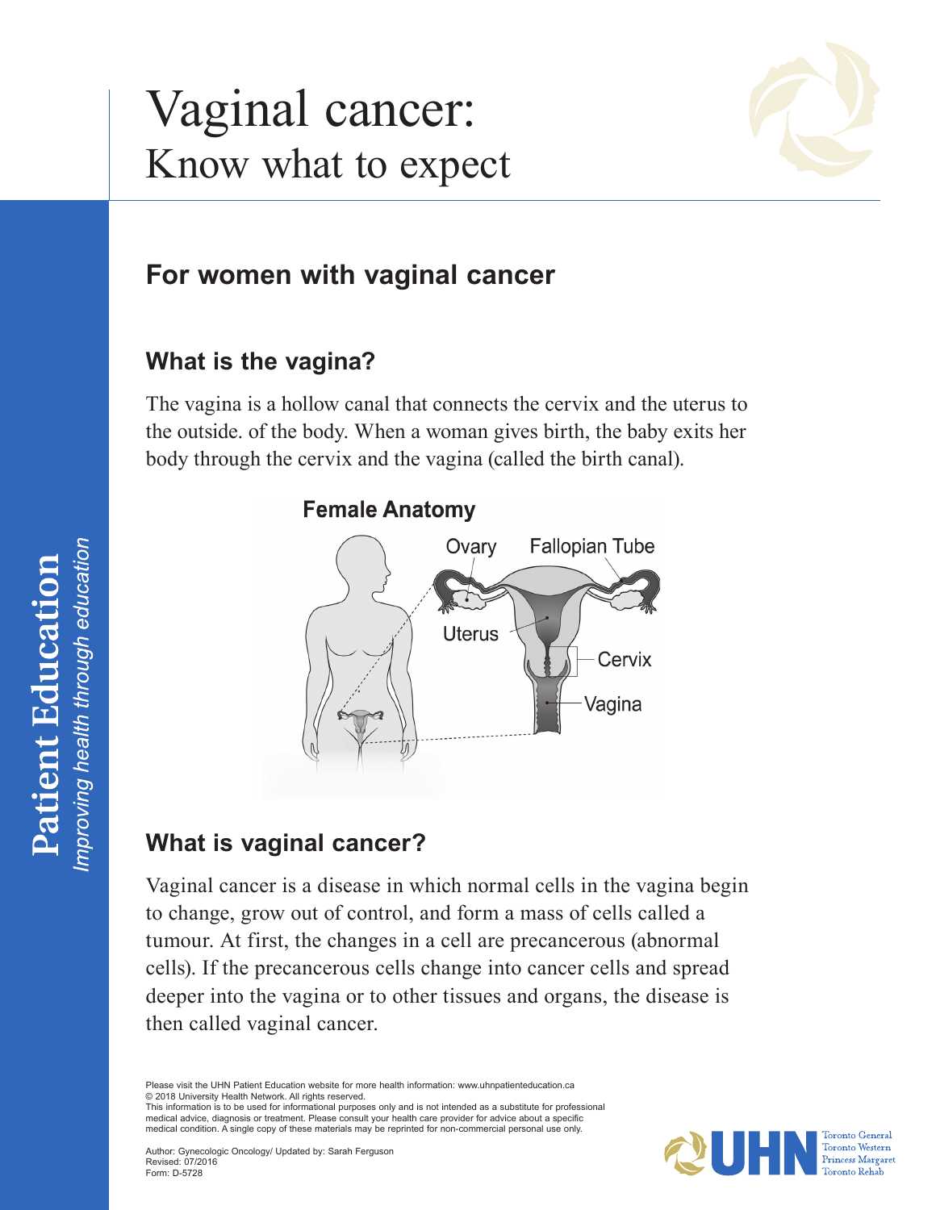# Vaginal cancer:
## Know what to expect

## For women with vaginal cancer

### What is the vagina?

The vagina is a hollow canal that connects the cervix and the uterus to the outside. of the body. When a woman gives birth, the baby exits her body through the cervix and the vagina (called the birth canal).

**Female Anatomy**

Ovary, Fallopian Tube, Uterus, Cervix, Vagina

### What is vaginal cancer?

Vaginal cancer is a disease in which normal cells in the vagina begin to change, grow out of control, and form a mass of cells called a tumour. At first, the changes in a cell are precancerous (abnormal cells). If the precancerous cells change into cancer cells and spread deeper into the vagina or to other tissues and organs, the disease is then called vaginal cancer.

Please visit the UHN Patient Education website for more health information: www.uhnpatienteducation.ca
© 2018 University Health Network. All rights reserved.
This information is to be used for informational purposes only and is not intended as a substitute for professional medical advice, diagnosis or treatment. Please consult your health care provider for advice about a specific medical condition. A single copy of these materials may be reprinted for non-commercial personal use only.

Author: Gynecologic Oncology/ Updated by: Sarah Ferguson
Revised: 07/2016
Form: D-5728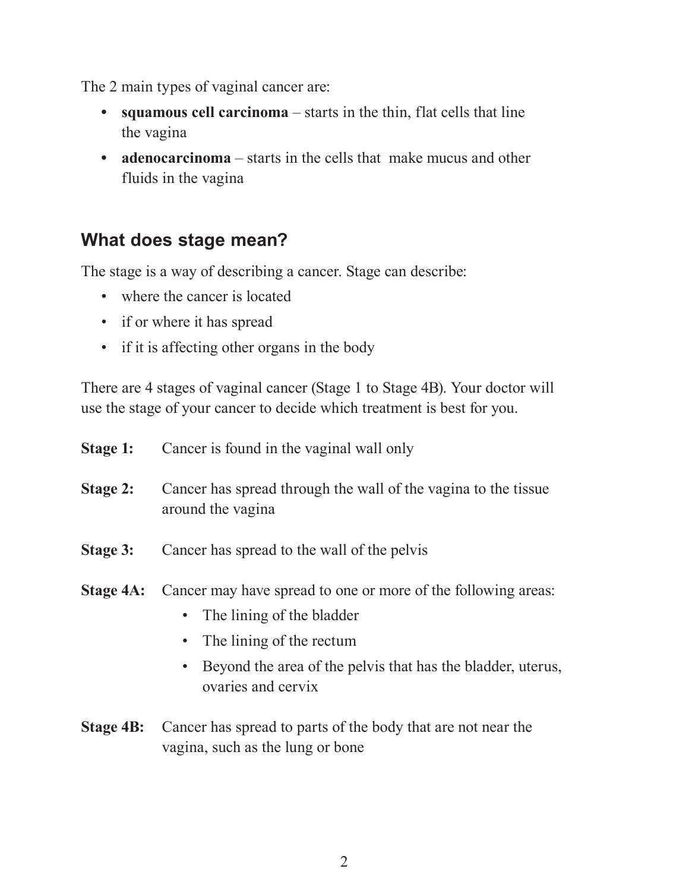The 2 main types of vaginal cancer are:

- **squamous cell carcinoma** – starts in the thin, flat cells that line the vagina
- **adenocarcinoma** – starts in the cells that make mucus and other fluids in the vagina

## What does stage mean?

The stage is a way of describing a cancer. Stage can describe:

- where the cancer is located
- if or where it has spread
- if it is affecting other organs in the body

There are 4 stages of vaginal cancer (Stage 1 to Stage 4B). Your doctor will use the stage of your cancer to decide which treatment is best for you.

**Stage 1:** Cancer is found in the vaginal wall only

**Stage 2:** Cancer has spread through the wall of the vagina to the tissue around the vagina

**Stage 3:** Cancer has spread to the wall of the pelvis

**Stage 4A:** Cancer may have spread to one or more of the following areas:

- The lining of the bladder
- The lining of the rectum
- Beyond the area of the pelvis that has the bladder, uterus, ovaries and cervix

**Stage 4B:** Cancer has spread to parts of the body that are not near the vagina, such as the lung or bone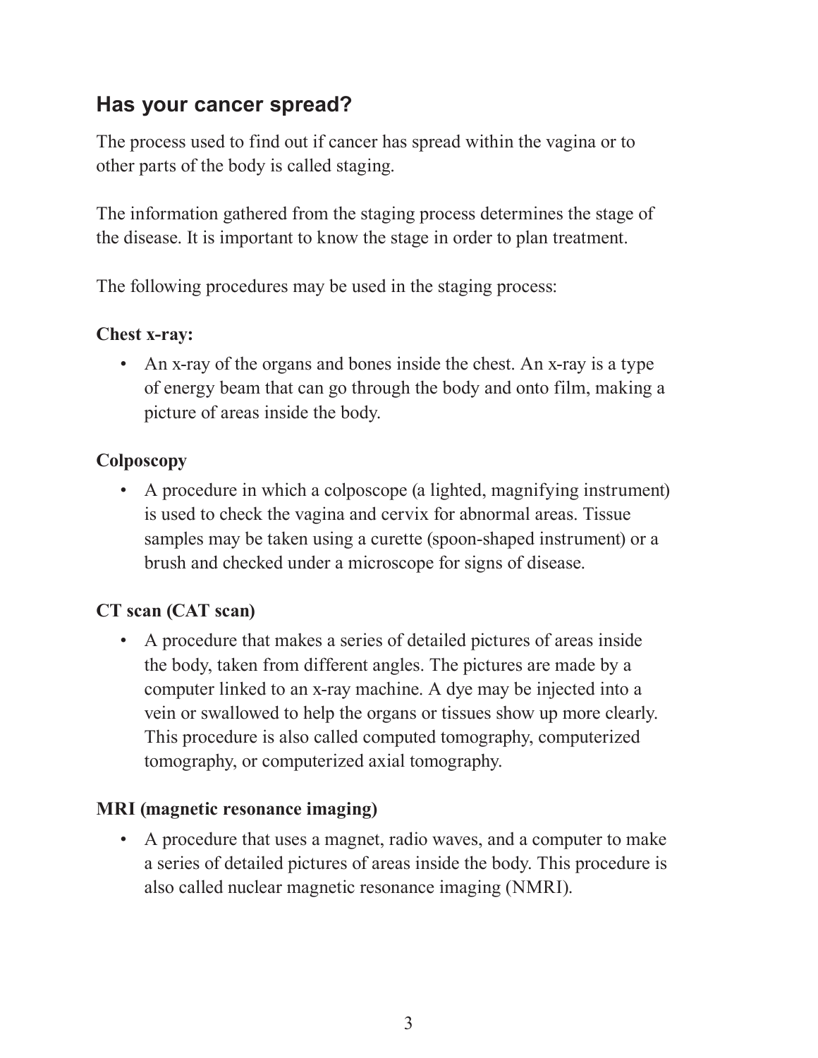## Has your cancer spread?

The process used to find out if cancer has spread within the vagina or to other parts of the body is called staging.

The information gathered from the staging process determines the stage of the disease. It is important to know the stage in order to plan treatment.

The following procedures may be used in the staging process:

**Chest x-ray:**

- An x-ray of the organs and bones inside the chest. An x-ray is a type of energy beam that can go through the body and onto film, making a picture of areas inside the body.

**Colposcopy**

- A procedure in which a colposcope (a lighted, magnifying instrument) is used to check the vagina and cervix for abnormal areas. Tissue samples may be taken using a curette (spoon-shaped instrument) or a brush and checked under a microscope for signs of disease.

**CT scan (CAT scan)**

- A procedure that makes a series of detailed pictures of areas inside the body, taken from different angles. The pictures are made by a computer linked to an x-ray machine. A dye may be injected into a vein or swallowed to help the organs or tissues show up more clearly. This procedure is also called computed tomography, computerized tomography, or computerized axial tomography.

**MRI (magnetic resonance imaging)**

- A procedure that uses a magnet, radio waves, and a computer to make a series of detailed pictures of areas inside the body. This procedure is also called nuclear magnetic resonance imaging (NMRI).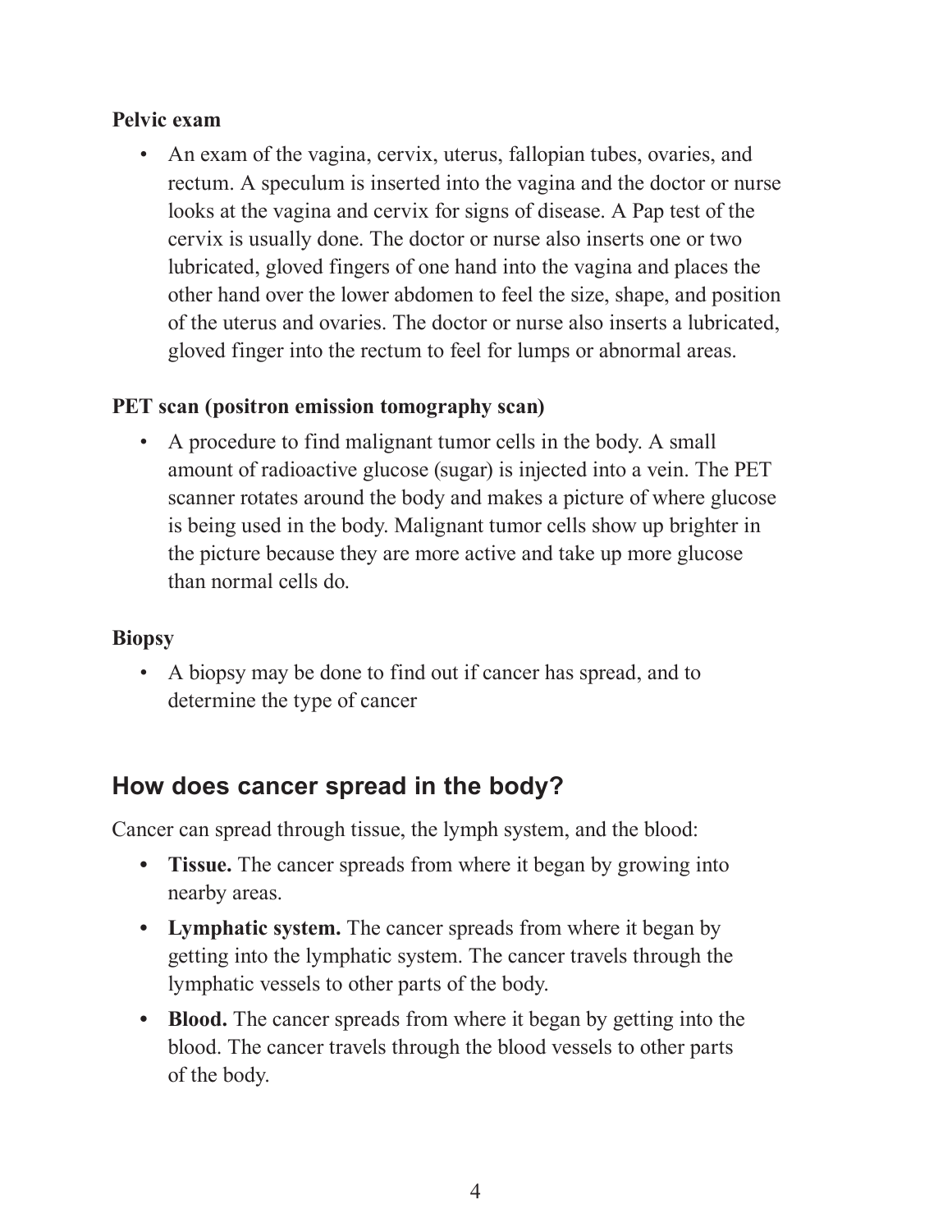**Pelvic exam**

- An exam of the vagina, cervix, uterus, fallopian tubes, ovaries, and rectum. A speculum is inserted into the vagina and the doctor or nurse looks at the vagina and cervix for signs of disease. A Pap test of the cervix is usually done. The doctor or nurse also inserts one or two lubricated, gloved fingers of one hand into the vagina and places the other hand over the lower abdomen to feel the size, shape, and position of the uterus and ovaries. The doctor or nurse also inserts a lubricated, gloved finger into the rectum to feel for lumps or abnormal areas.

**PET scan (positron emission tomography scan)**

- A procedure to find malignant tumor cells in the body. A small amount of radioactive glucose (sugar) is injected into a vein. The PET scanner rotates around the body and makes a picture of where glucose is being used in the body. Malignant tumor cells show up brighter in the picture because they are more active and take up more glucose than normal cells do.

**Biopsy**

- A biopsy may be done to find out if cancer has spread, and to determine the type of cancer

## How does cancer spread in the body?

Cancer can spread through tissue, the lymph system, and the blood:

- **Tissue.** The cancer spreads from where it began by growing into nearby areas.
- **Lymphatic system.** The cancer spreads from where it began by getting into the lymphatic system. The cancer travels through the lymphatic vessels to other parts of the body.
- **Blood.** The cancer spreads from where it began by getting into the blood. The cancer travels through the blood vessels to other parts of the body.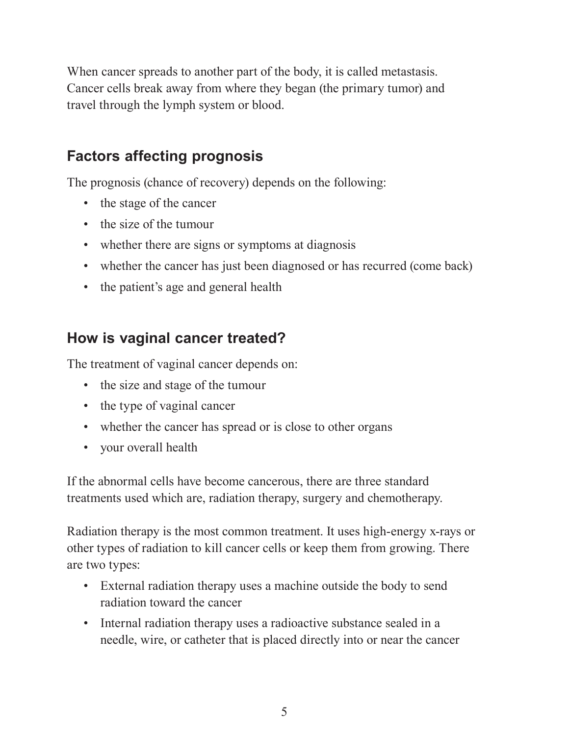When cancer spreads to another part of the body, it is called metastasis. Cancer cells break away from where they began (the primary tumor) and travel through the lymph system or blood.

## Factors affecting prognosis

The prognosis (chance of recovery) depends on the following:

- the stage of the cancer
- the size of the tumour
- whether there are signs or symptoms at diagnosis
- whether the cancer has just been diagnosed or has recurred (come back)
- the patient's age and general health

## How is vaginal cancer treated?

The treatment of vaginal cancer depends on:

- the size and stage of the tumour
- the type of vaginal cancer
- whether the cancer has spread or is close to other organs
- your overall health

If the abnormal cells have become cancerous, there are three standard treatments used which are, radiation therapy, surgery and chemotherapy.

Radiation therapy is the most common treatment. It uses high-energy x-rays or other types of radiation to kill cancer cells or keep them from growing. There are two types:

- External radiation therapy uses a machine outside the body to send radiation toward the cancer
- Internal radiation therapy uses a radioactive substance sealed in a needle, wire, or catheter that is placed directly into or near the cancer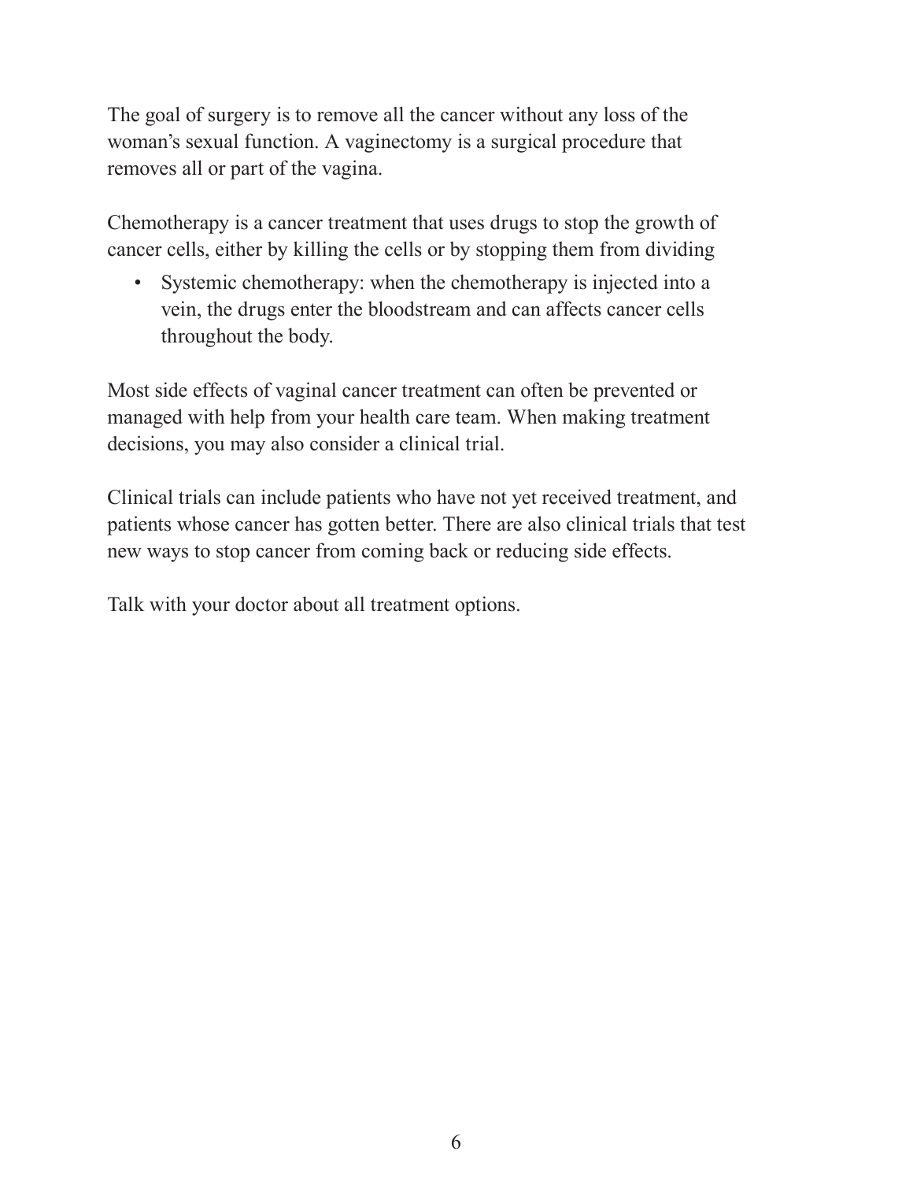The goal of surgery is to remove all the cancer without any loss of the woman's sexual function. A vaginectomy is a surgical procedure that removes all or part of the vagina.

Chemotherapy is a cancer treatment that uses drugs to stop the growth of cancer cells, either by killing the cells or by stopping them from dividing

- Systemic chemotherapy: when the chemotherapy is injected into a vein, the drugs enter the bloodstream and can affects cancer cells throughout the body.

Most side effects of vaginal cancer treatment can often be prevented or managed with help from your health care team. When making treatment decisions, you may also consider a clinical trial.

Clinical trials can include patients who have not yet received treatment, and patients whose cancer has gotten better. There are also clinical trials that test new ways to stop cancer from coming back or reducing side effects.

Talk with your doctor about all treatment options.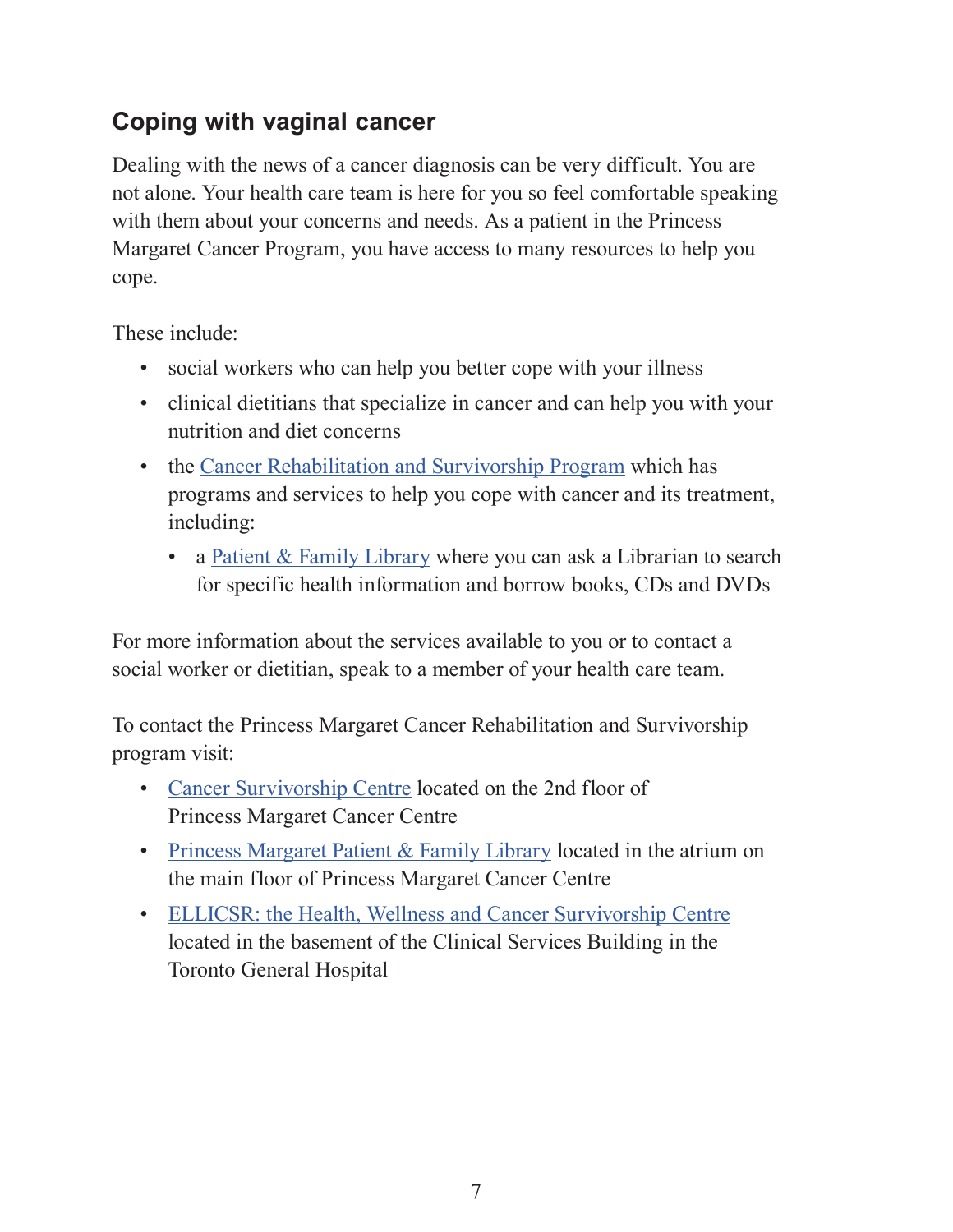## Coping with vaginal cancer

Dealing with the news of a cancer diagnosis can be very difficult. You are not alone. Your health care team is here for you so feel comfortable speaking with them about your concerns and needs. As a patient in the Princess Margaret Cancer Program, you have access to many resources to help you cope.

These include:

- social workers who can help you better cope with your illness
- clinical dietitians that specialize in cancer and can help you with your nutrition and diet concerns
- the Cancer Rehabilitation and Survivorship Program which has programs and services to help you cope with cancer and its treatment, including:
  - a Patient & Family Library where you can ask a Librarian to search for specific health information and borrow books, CDs and DVDs

For more information about the services available to you or to contact a social worker or dietitian, speak to a member of your health care team.

To contact the Princess Margaret Cancer Rehabilitation and Survivorship program visit:

- Cancer Survivorship Centre located on the 2nd floor of Princess Margaret Cancer Centre
- Princess Margaret Patient & Family Library located in the atrium on the main floor of Princess Margaret Cancer Centre
- ELLICSR: the Health, Wellness and Cancer Survivorship Centre located in the basement of the Clinical Services Building in the Toronto General Hospital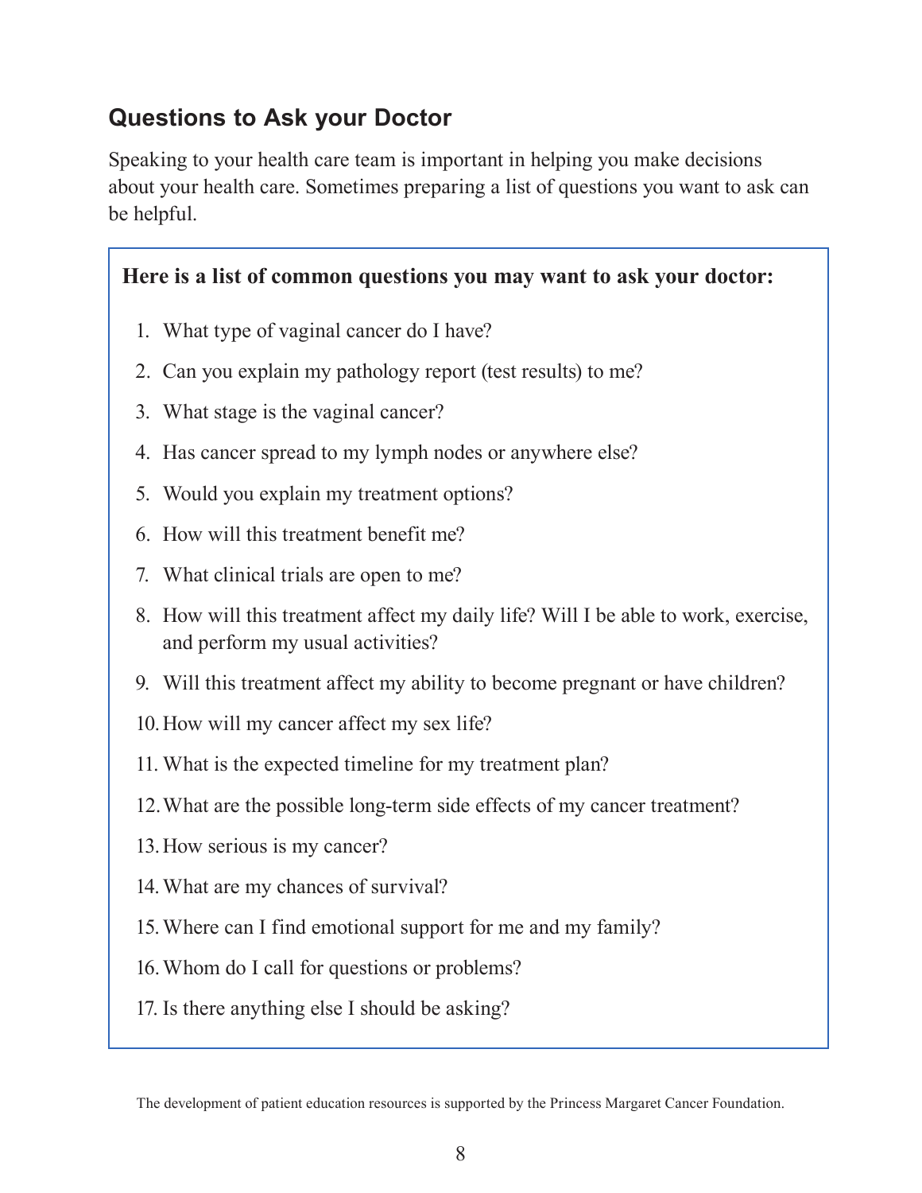## Questions to Ask your Doctor

Speaking to your health care team is important in helping you make decisions about your health care. Sometimes preparing a list of questions you want to ask can be helpful.

**Here is a list of common questions you may want to ask your doctor:**

1. What type of vaginal cancer do I have?
2. Can you explain my pathology report (test results) to me?
3. What stage is the vaginal cancer?
4. Has cancer spread to my lymph nodes or anywhere else?
5. Would you explain my treatment options?
6. How will this treatment benefit me?
7. What clinical trials are open to me?
8. How will this treatment affect my daily life? Will I be able to work, exercise, and perform my usual activities?
9. Will this treatment affect my ability to become pregnant or have children?
10. How will my cancer affect my sex life?
11. What is the expected timeline for my treatment plan?
12. What are the possible long-term side effects of my cancer treatment?
13. How serious is my cancer?
14. What are my chances of survival?
15. Where can I find emotional support for me and my family?
16. Whom do I call for questions or problems?
17. Is there anything else I should be asking?

The development of patient education resources is supported by the Princess Margaret Cancer Foundation.